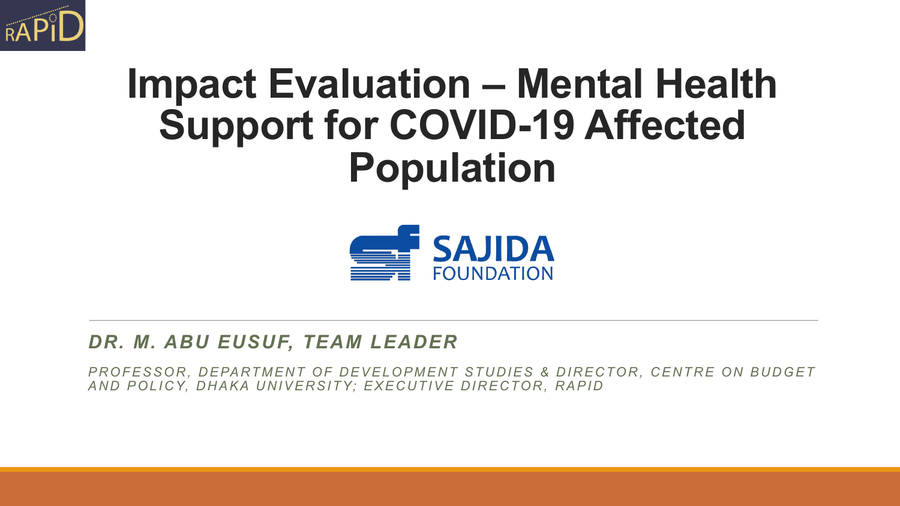RAPID

# Impact Evaluation – Mental Health Support for COVID-19 Affected Population

SAJIDA FOUNDATION

***DR. M. ABU EUSUF, TEAM LEADER***

*PROFESSOR, DEPARTMENT OF DEVELOPMENT STUDIES & DIRECTOR, CENTRE ON BUDGET AND POLICY, DHAKA UNIVERSITY; EXECUTIVE DIRECTOR, RAPID*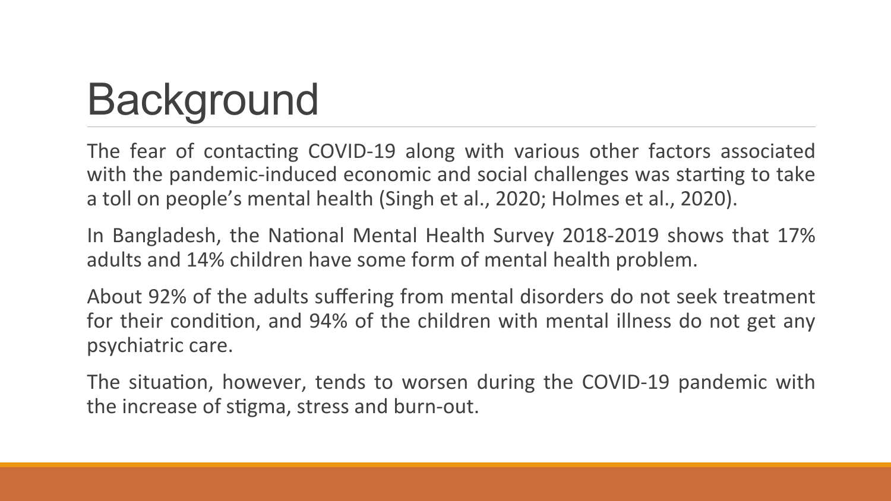# Background

The fear of contacting COVID-19 along with various other factors associated with the pandemic-induced economic and social challenges was starting to take a toll on people's mental health (Singh et al., 2020; Holmes et al., 2020).

In Bangladesh, the National Mental Health Survey 2018-2019 shows that 17% adults and 14% children have some form of mental health problem.

About 92% of the adults suffering from mental disorders do not seek treatment for their condition, and 94% of the children with mental illness do not get any psychiatric care.

The situation, however, tends to worsen during the COVID-19 pandemic with the increase of stigma, stress and burn-out.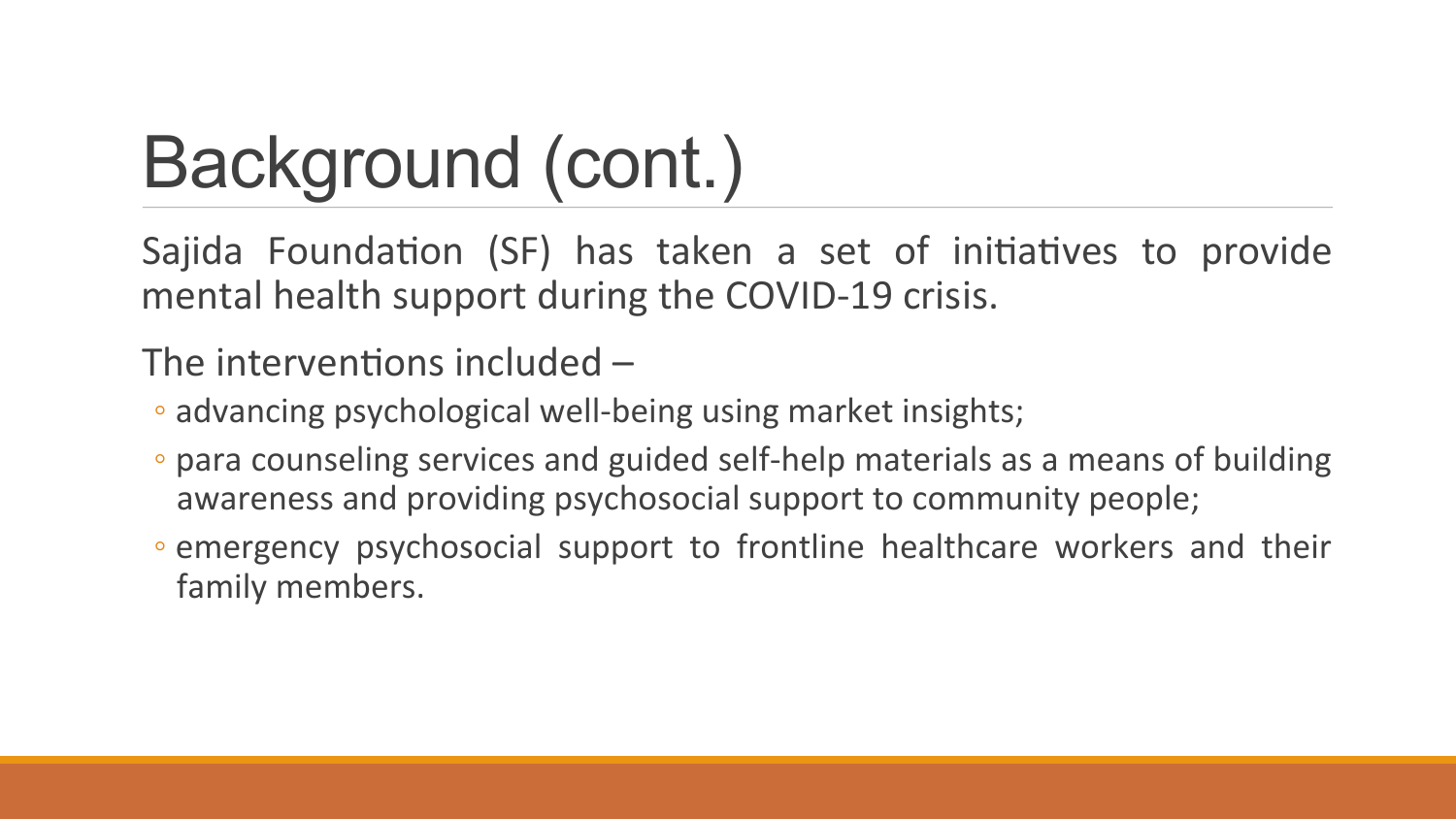# Background (cont.)

Sajida Foundation (SF) has taken a set of initiatives to provide mental health support during the COVID-19 crisis.

The interventions included –

- advancing psychological well-being using market insights;
- para counseling services and guided self-help materials as a means of building awareness and providing psychosocial support to community people;
- emergency psychosocial support to frontline healthcare workers and their family members.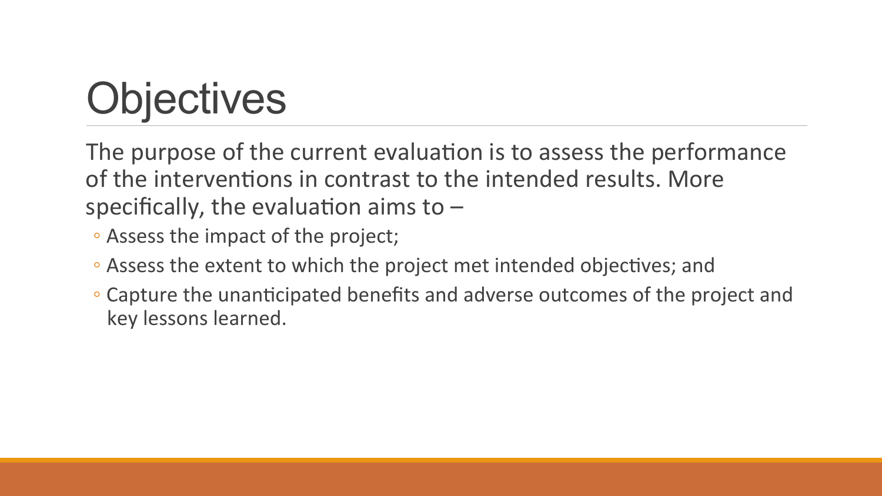# Objectives

The purpose of the current evaluation is to assess the performance of the interventions in contrast to the intended results. More specifically, the evaluation aims to –

- Assess the impact of the project;
- Assess the extent to which the project met intended objectives; and
- Capture the unanticipated benefits and adverse outcomes of the project and key lessons learned.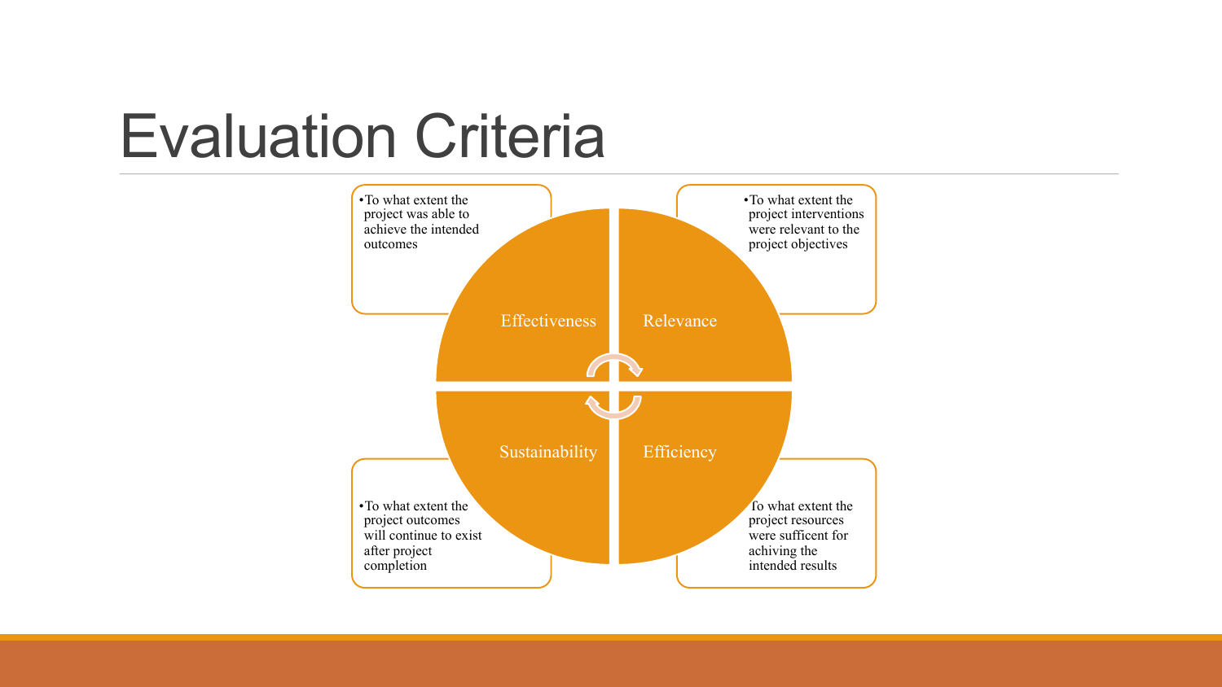# Evaluation Criteria

## Effectiveness

- To what extent the project was able to achieve the intended outcomes

## Relevance

- To what extent the project interventions were relevant to the project objectives

## Sustainability

- To what extent the project outcomes will continue to exist after project completion

## Efficiency

- To what extent the project resources were sufficent for achiving the intended results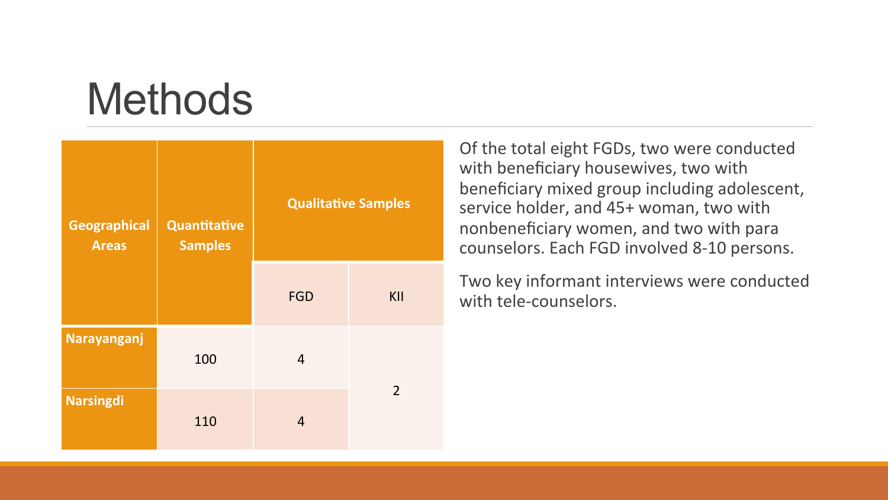# Methods

| Geographical Areas | Quantitative Samples | Qualitative Samples | |
|---|---|---|---|
| | | FGD | KII |
| Narayanganj | 100 | 4 | 2 |
| Narsingdi | 110 | 4 | |

Of the total eight FGDs, two were conducted with beneficiary housewives, two with beneficiary mixed group including adolescent, service holder, and 45+ woman, two with nonbeneficiary women, and two with para counselors. Each FGD involved 8-10 persons.

Two key informant interviews were conducted with tele-counselors.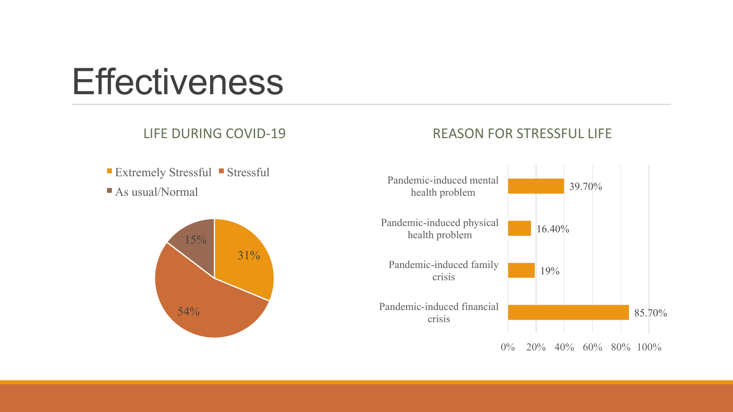# Effectiveness

## LIFE DURING COVID-19

| Category | Percentage |
| --- | --- |
| Extremely Stressful | 31% |
| Stressful | 54% |
| As usual/Normal | 15% |

## REASON FOR STRESSFUL LIFE

| Reason | Percentage |
| --- | --- |
| Pandemic-induced mental health problem | 39.70% |
| Pandemic-induced physical health problem | 16.40% |
| Pandemic-induced family crisis | 19% |
| Pandemic-induced financial crisis | 85.70% |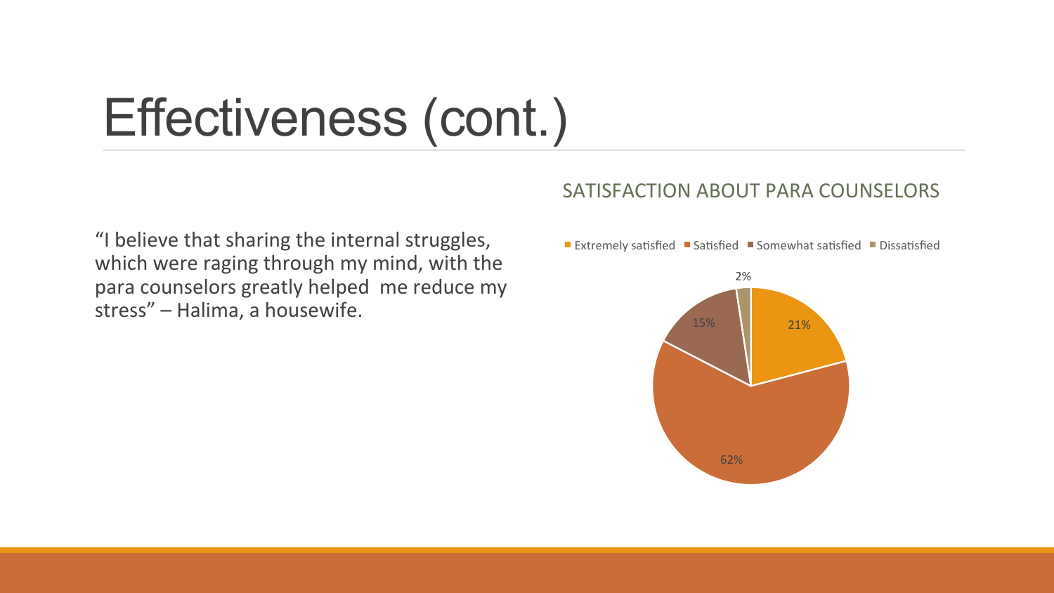# Effectiveness (cont.)

"I believe that sharing the internal struggles, which were raging through my mind, with the para counselors greatly helped me reduce my stress" – Halima, a housewife.

## SATISFACTION ABOUT PARA COUNSELORS

| Response | Percentage |
|---|---|
| Extremely satisfied | 21% |
| Satisfied | 62% |
| Somewhat satisfied | 15% |
| Dissatisfied | 2% |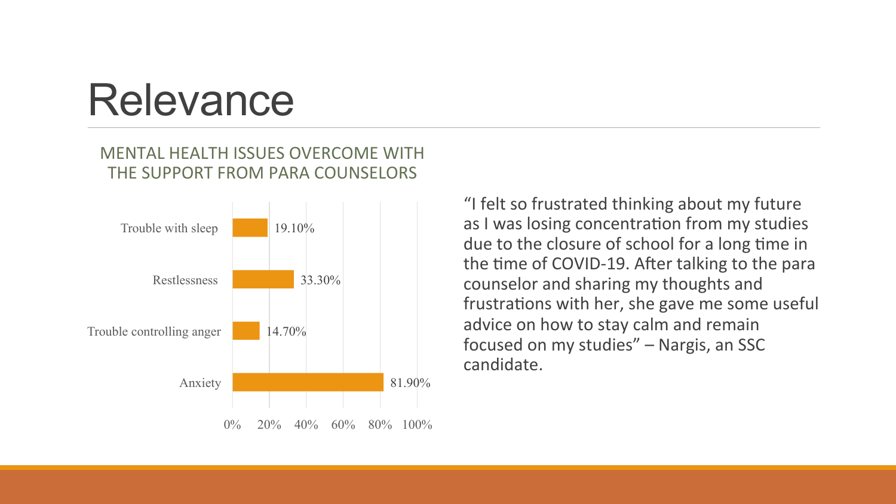# Relevance

MENTAL HEALTH ISSUES OVERCOME WITH THE SUPPORT FROM PARA COUNSELORS

| Issue | Percentage |
| --- | --- |
| Trouble with sleep | 19.10% |
| Restlessness | 33.30% |
| Trouble controlling anger | 14.70% |
| Anxiety | 81.90% |

"I felt so frustrated thinking about my future as I was losing concentration from my studies due to the closure of school for a long time in the time of COVID-19. After talking to the para counselor and sharing my thoughts and frustrations with her, she gave me some useful advice on how to stay calm and remain focused on my studies" – Nargis, an SSC candidate.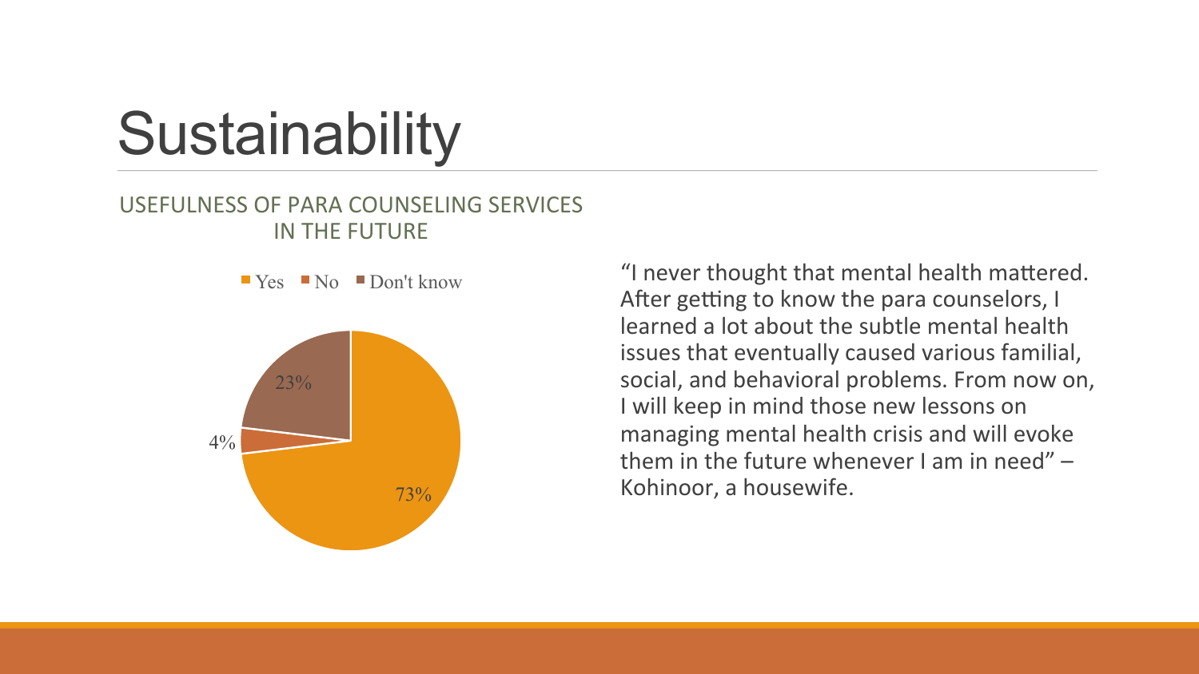# Sustainability

USEFULNESS OF PARA COUNSELING SERVICES IN THE FUTURE

| Response | Percentage |
| --- | --- |
| Yes | 73% |
| No | 4% |
| Don't know | 23% |

"I never thought that mental health mattered. After getting to know the para counselors, I learned a lot about the subtle mental health issues that eventually caused various familial, social, and behavioral problems. From now on, I will keep in mind those new lessons on managing mental health crisis and will evoke them in the future whenever I am in need" – Kohinoor, a housewife.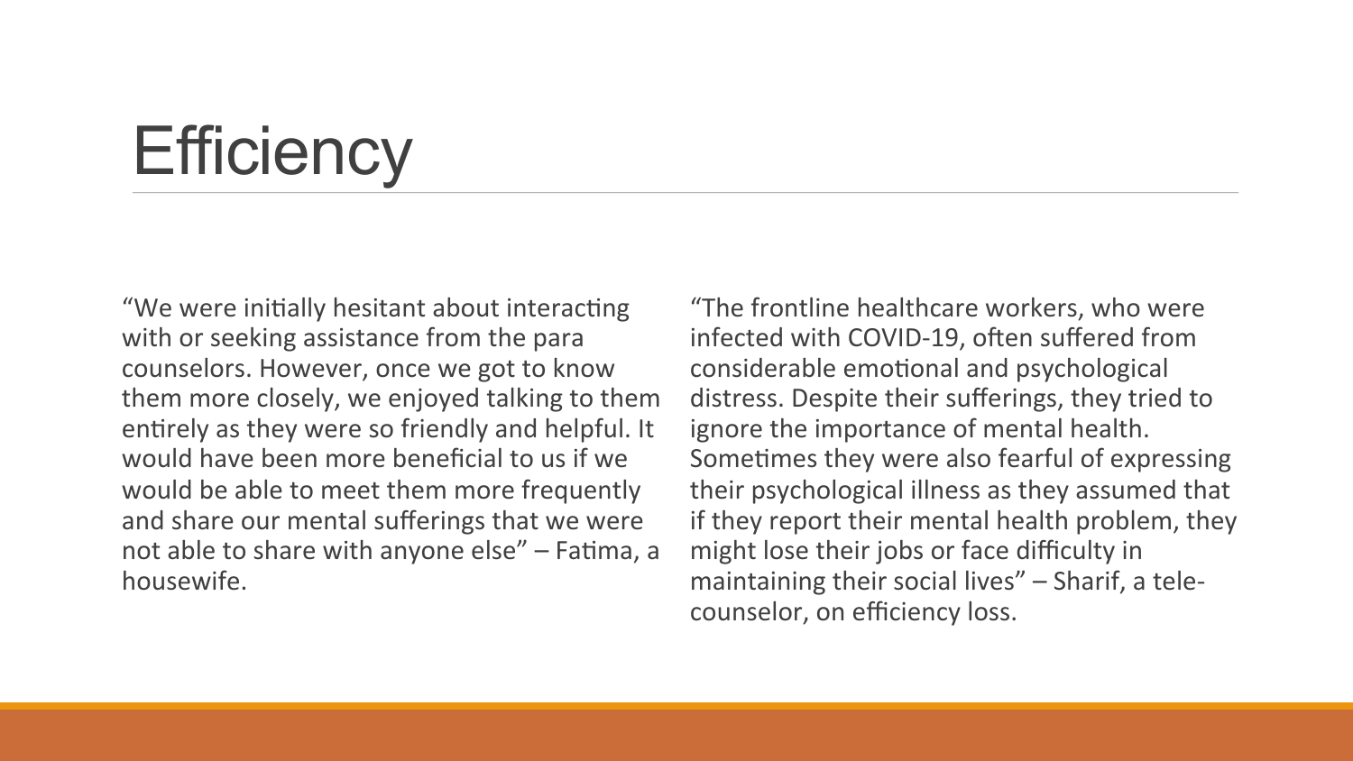# Efficiency

"We were initially hesitant about interacting with or seeking assistance from the para counselors. However, once we got to know them more closely, we enjoyed talking to them entirely as they were so friendly and helpful. It would have been more beneficial to us if we would be able to meet them more frequently and share our mental sufferings that we were not able to share with anyone else" – Fatima, a housewife.

"The frontline healthcare workers, who were infected with COVID-19, often suffered from considerable emotional and psychological distress. Despite their sufferings, they tried to ignore the importance of mental health. Sometimes they were also fearful of expressing their psychological illness as they assumed that if they report their mental health problem, they might lose their jobs or face difficulty in maintaining their social lives" – Sharif, a tele-counselor, on efficiency loss.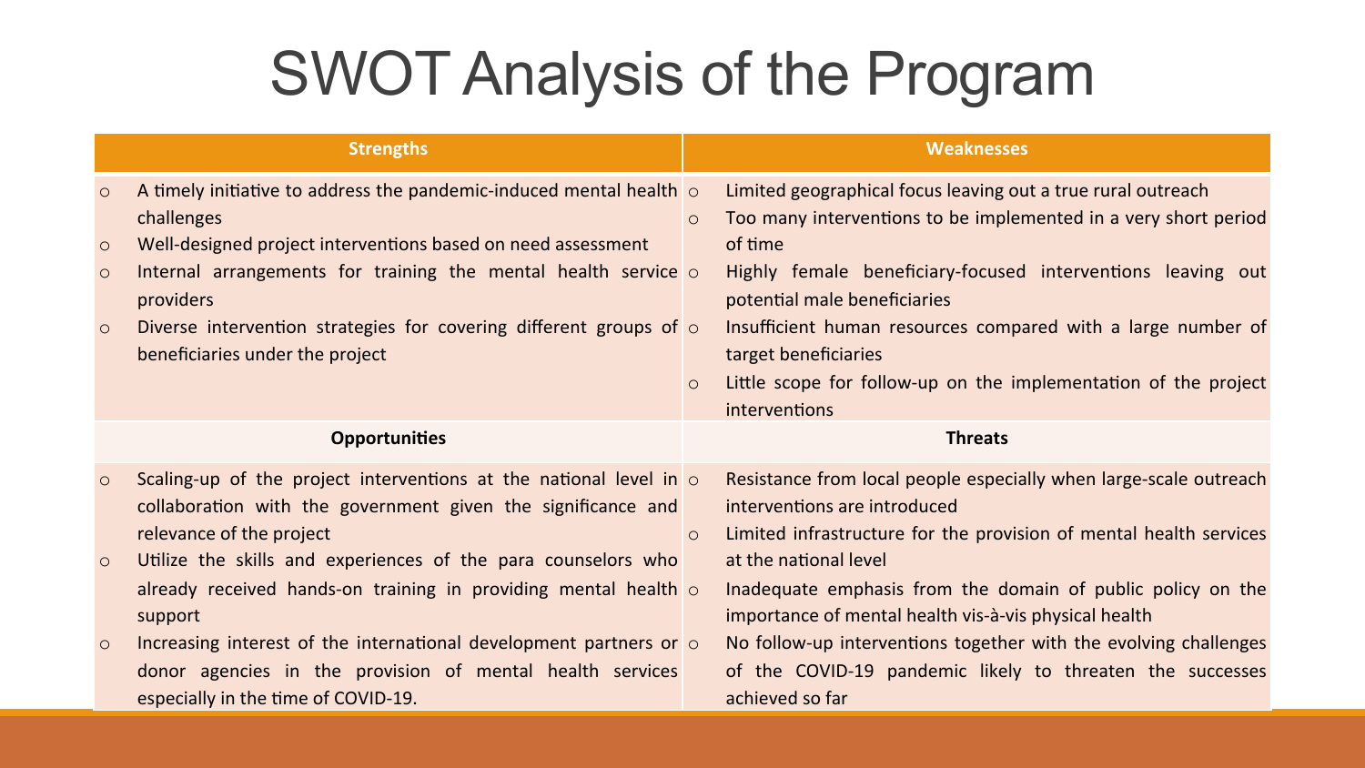# SWOT Analysis of the Program

| Strengths | Weaknesses |
|---|---|
| ○ A timely initiative to address the pandemic-induced mental health challenges<br>○ Well-designed project interventions based on need assessment<br>○ Internal arrangements for training the mental health service providers<br>○ Diverse intervention strategies for covering different groups of beneficiaries under the project | ○ Limited geographical focus leaving out a true rural outreach<br>○ Too many interventions to be implemented in a very short period of time<br>○ Highly female beneficiary-focused interventions leaving out potential male beneficiaries<br>○ Insufficient human resources compared with a large number of target beneficiaries<br>○ Little scope for follow-up on the implementation of the project interventions |
| **Opportunities** | **Threats** |
| ○ Scaling-up of the project interventions at the national level in collaboration with the government given the significance and relevance of the project<br>○ Utilize the skills and experiences of the para counselors who already received hands-on training in providing mental health support<br>○ Increasing interest of the international development partners or donor agencies in the provision of mental health services especially in the time of COVID-19. | ○ Resistance from local people especially when large-scale outreach interventions are introduced<br>○ Limited infrastructure for the provision of mental health services at the national level<br>○ Inadequate emphasis from the domain of public policy on the importance of mental health vis-à-vis physical health<br>○ No follow-up interventions together with the evolving challenges of the COVID-19 pandemic likely to threaten the successes achieved so far |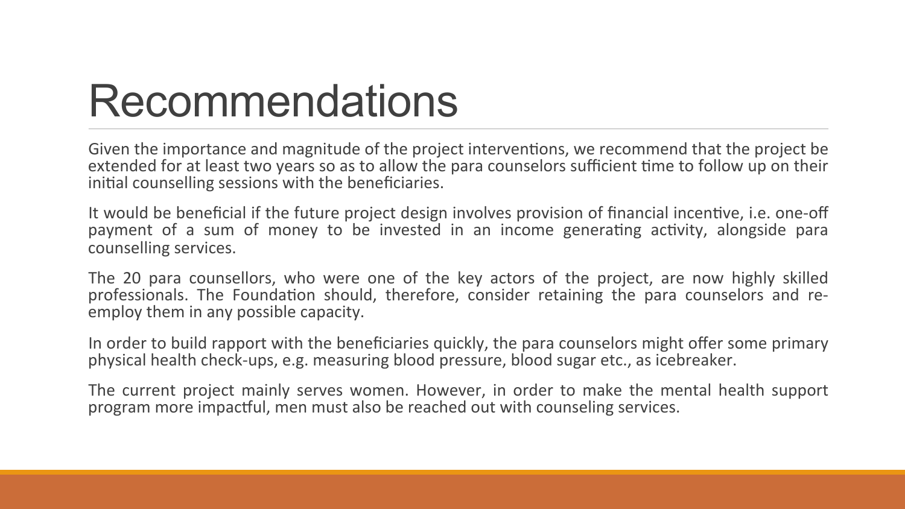# Recommendations

Given the importance and magnitude of the project interventions, we recommend that the project be extended for at least two years so as to allow the para counselors sufficient time to follow up on their initial counselling sessions with the beneficiaries.

It would be beneficial if the future project design involves provision of financial incentive, i.e. one-off payment of a sum of money to be invested in an income generating activity, alongside para counselling services.

The 20 para counsellors, who were one of the key actors of the project, are now highly skilled professionals. The Foundation should, therefore, consider retaining the para counselors and re-employ them in any possible capacity.

In order to build rapport with the beneficiaries quickly, the para counselors might offer some primary physical health check-ups, e.g. measuring blood pressure, blood sugar etc., as icebreaker.

The current project mainly serves women. However, in order to make the mental health support program more impactful, men must also be reached out with counseling services.